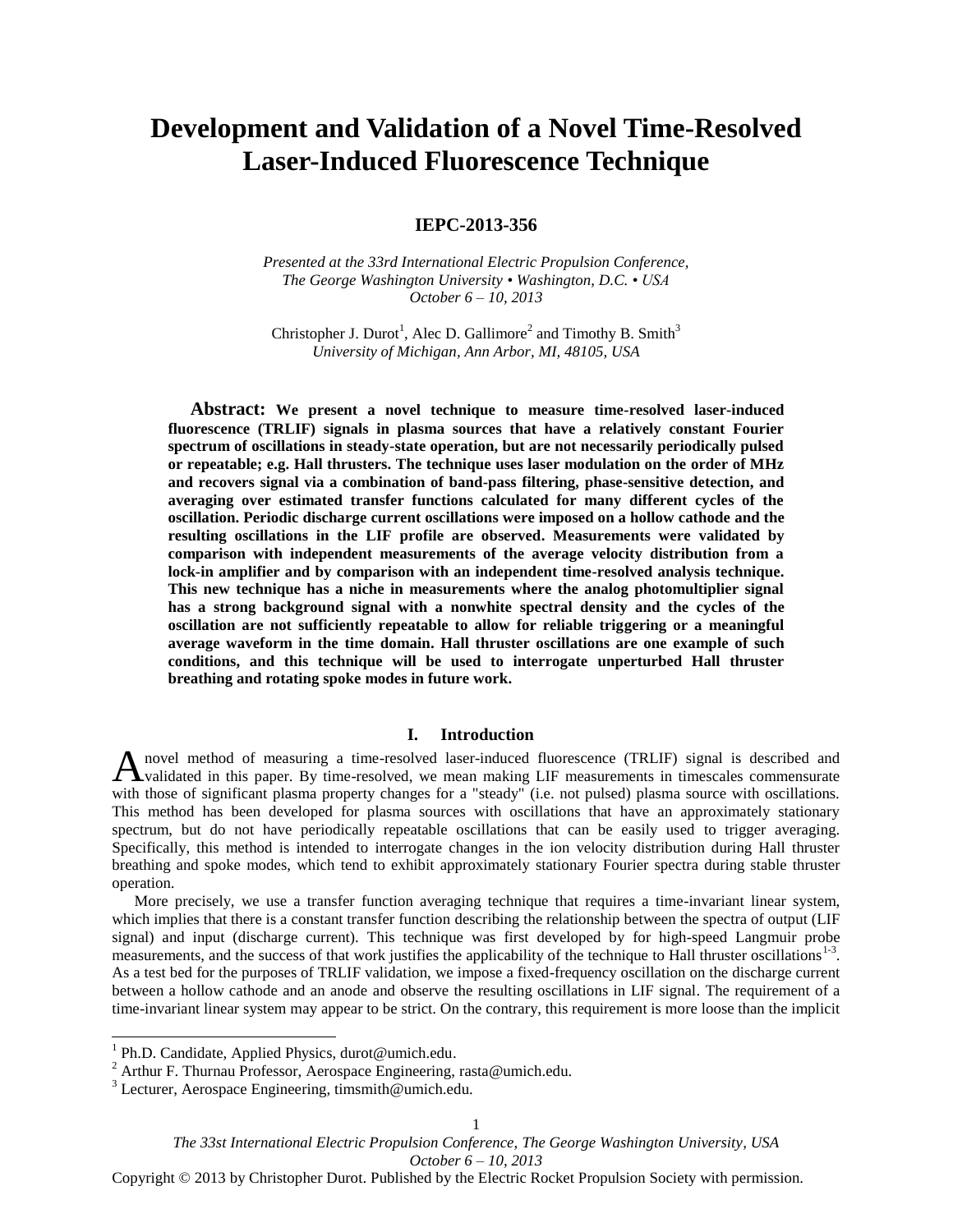# Development and Validation of a Novel Time-Resolved Laser-Induced Fluorescence Technique

**IEPC-2013-356**

*Presented at the 33rd International Electric Propulsion Conference,*
*The George Washington University • Washington, D.C. • USA*
*October 6 – 10, 2013*

Christopher J. Durot[1], Alec D. Gallimore[2] and Timothy B. Smith[3]
*University of Michigan, Ann Arbor, MI, 48105, USA*

**Abstract: We present a novel technique to measure time-resolved laser-induced fluorescence (TRLIF) signals in plasma sources that have a relatively constant Fourier spectrum of oscillations in steady-state operation, but are not necessarily periodically pulsed or repeatable; e.g. Hall thrusters. The technique uses laser modulation on the order of MHz and recovers signal via a combination of band-pass filtering, phase-sensitive detection, and averaging over estimated transfer functions calculated for many different cycles of the oscillation. Periodic discharge current oscillations were imposed on a hollow cathode and the resulting oscillations in the LIF profile are observed. Measurements were validated by comparison with independent measurements of the average velocity distribution from a lock-in amplifier and by comparison with an independent time-resolved analysis technique. This new technique has a niche in measurements where the analog photomultiplier signal has a strong background signal with a nonwhite spectral density and the cycles of the oscillation are not sufficiently repeatable to allow for reliable triggering or a meaningful average waveform in the time domain. Hall thruster oscillations are one example of such conditions, and this technique will be used to interrogate unperturbed Hall thruster breathing and rotating spoke modes in future work.**

## I. Introduction

A novel method of measuring a time-resolved laser-induced fluorescence (TRLIF) signal is described and validated in this paper. By time-resolved, we mean making LIF measurements in timescales commensurate with those of significant plasma property changes for a "steady" (i.e. not pulsed) plasma source with oscillations. This method has been developed for plasma sources with oscillations that have an approximately stationary spectrum, but do not have periodically repeatable oscillations that can be easily used to trigger averaging. Specifically, this method is intended to interrogate changes in the ion velocity distribution during Hall thruster breathing and spoke modes, which tend to exhibit approximately stationary Fourier spectra during stable thruster operation.

More precisely, we use a transfer function averaging technique that requires a time-invariant linear system, which implies that there is a constant transfer function describing the relationship between the spectra of output (LIF signal) and input (discharge current). This technique was first developed by for high-speed Langmuir probe measurements, and the success of that work justifies the applicability of the technique to Hall thruster oscillations[1-3]. As a test bed for the purposes of TRLIF validation, we impose a fixed-frequency oscillation on the discharge current between a hollow cathode and an anode and observe the resulting oscillations in LIF signal. The requirement of a time-invariant linear system may appear to be strict. On the contrary, this requirement is more loose than the implicit

---

[1] Ph.D. Candidate, Applied Physics, durot@umich.edu.

[2] Arthur F. Thurnau Professor, Aerospace Engineering, rasta@umich.edu.

[3] Lecturer, Aerospace Engineering, timsmith@umich.edu.

Copyright © 2013 by Christopher Durot. Published by the Electric Rocket Propulsion Society with permission.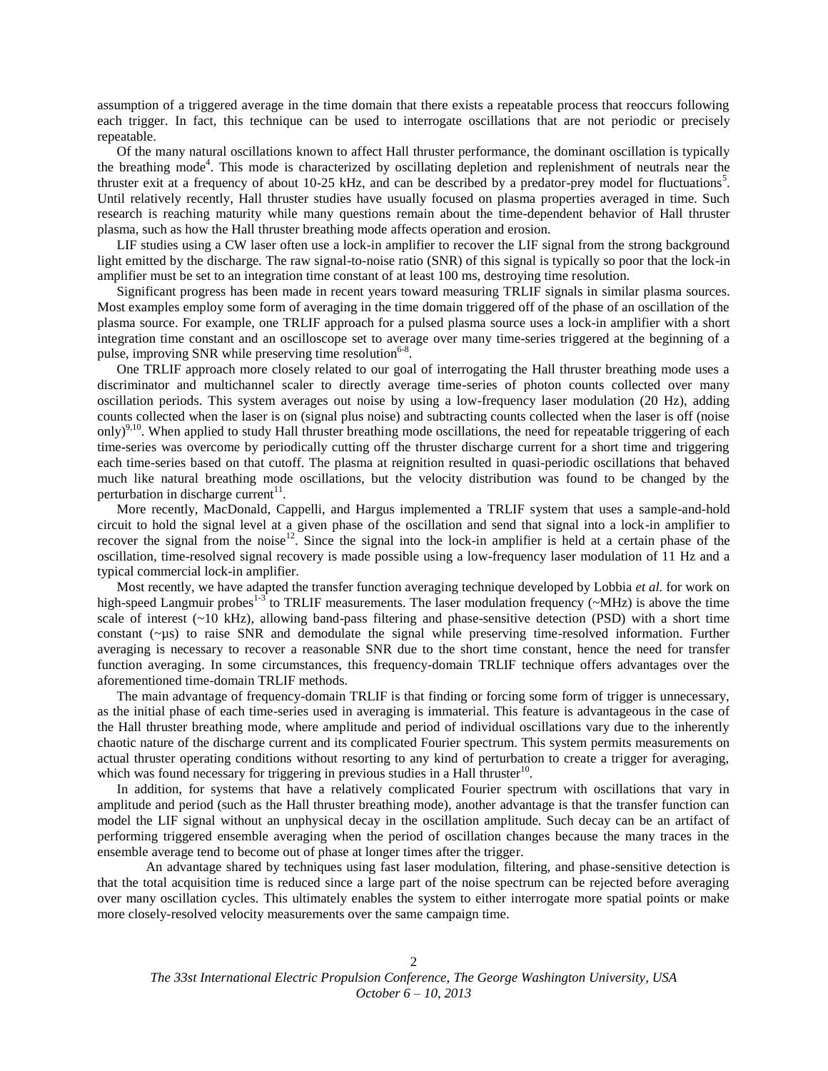assumption of a triggered average in the time domain that there exists a repeatable process that reoccurs following each trigger. In fact, this technique can be used to interrogate oscillations that are not periodic or precisely repeatable.

Of the many natural oscillations known to affect Hall thruster performance, the dominant oscillation is typically the breathing mode[4]. This mode is characterized by oscillating depletion and replenishment of neutrals near the thruster exit at a frequency of about 10-25 kHz, and can be described by a predator-prey model for fluctuations[5]. Until relatively recently, Hall thruster studies have usually focused on plasma properties averaged in time. Such research is reaching maturity while many questions remain about the time-dependent behavior of Hall thruster plasma, such as how the Hall thruster breathing mode affects operation and erosion.

LIF studies using a CW laser often use a lock-in amplifier to recover the LIF signal from the strong background light emitted by the discharge. The raw signal-to-noise ratio (SNR) of this signal is typically so poor that the lock-in amplifier must be set to an integration time constant of at least 100 ms, destroying time resolution.

Significant progress has been made in recent years toward measuring TRLIF signals in similar plasma sources. Most examples employ some form of averaging in the time domain triggered off of the phase of an oscillation of the plasma source. For example, one TRLIF approach for a pulsed plasma source uses a lock-in amplifier with a short integration time constant and an oscilloscope set to average over many time-series triggered at the beginning of a pulse, improving SNR while preserving time resolution[6-8].

One TRLIF approach more closely related to our goal of interrogating the Hall thruster breathing mode uses a discriminator and multichannel scaler to directly average time-series of photon counts collected over many oscillation periods. This system averages out noise by using a low-frequency laser modulation (20 Hz), adding counts collected when the laser is on (signal plus noise) and subtracting counts collected when the laser is off (noise only)[9,10]. When applied to study Hall thruster breathing mode oscillations, the need for repeatable triggering of each time-series was overcome by periodically cutting off the thruster discharge current for a short time and triggering each time-series based on that cutoff. The plasma at reignition resulted in quasi-periodic oscillations that behaved much like natural breathing mode oscillations, but the velocity distribution was found to be changed by the perturbation in discharge current[11].

More recently, MacDonald, Cappelli, and Hargus implemented a TRLIF system that uses a sample-and-hold circuit to hold the signal level at a given phase of the oscillation and send that signal into a lock-in amplifier to recover the signal from the noise[12]. Since the signal into the lock-in amplifier is held at a certain phase of the oscillation, time-resolved signal recovery is made possible using a low-frequency laser modulation of 11 Hz and a typical commercial lock-in amplifier.

Most recently, we have adapted the transfer function averaging technique developed by Lobbia *et al.* for work on high-speed Langmuir probes[1-3] to TRLIF measurements. The laser modulation frequency (~MHz) is above the time scale of interest (~10 kHz), allowing band-pass filtering and phase-sensitive detection (PSD) with a short time constant (~µs) to raise SNR and demodulate the signal while preserving time-resolved information. Further averaging is necessary to recover a reasonable SNR due to the short time constant, hence the need for transfer function averaging. In some circumstances, this frequency-domain TRLIF technique offers advantages over the aforementioned time-domain TRLIF methods.

The main advantage of frequency-domain TRLIF is that finding or forcing some form of trigger is unnecessary, as the initial phase of each time-series used in averaging is immaterial. This feature is advantageous in the case of the Hall thruster breathing mode, where amplitude and period of individual oscillations vary due to the inherently chaotic nature of the discharge current and its complicated Fourier spectrum. This system permits measurements on actual thruster operating conditions without resorting to any kind of perturbation to create a trigger for averaging, which was found necessary for triggering in previous studies in a Hall thruster[10].

In addition, for systems that have a relatively complicated Fourier spectrum with oscillations that vary in amplitude and period (such as the Hall thruster breathing mode), another advantage is that the transfer function can model the LIF signal without an unphysical decay in the oscillation amplitude. Such decay can be an artifact of performing triggered ensemble averaging when the period of oscillation changes because the many traces in the ensemble average tend to become out of phase at longer times after the trigger.

An advantage shared by techniques using fast laser modulation, filtering, and phase-sensitive detection is that the total acquisition time is reduced since a large part of the noise spectrum can be rejected before averaging over many oscillation cycles. This ultimately enables the system to either interrogate more spatial points or make more closely-resolved velocity measurements over the same campaign time.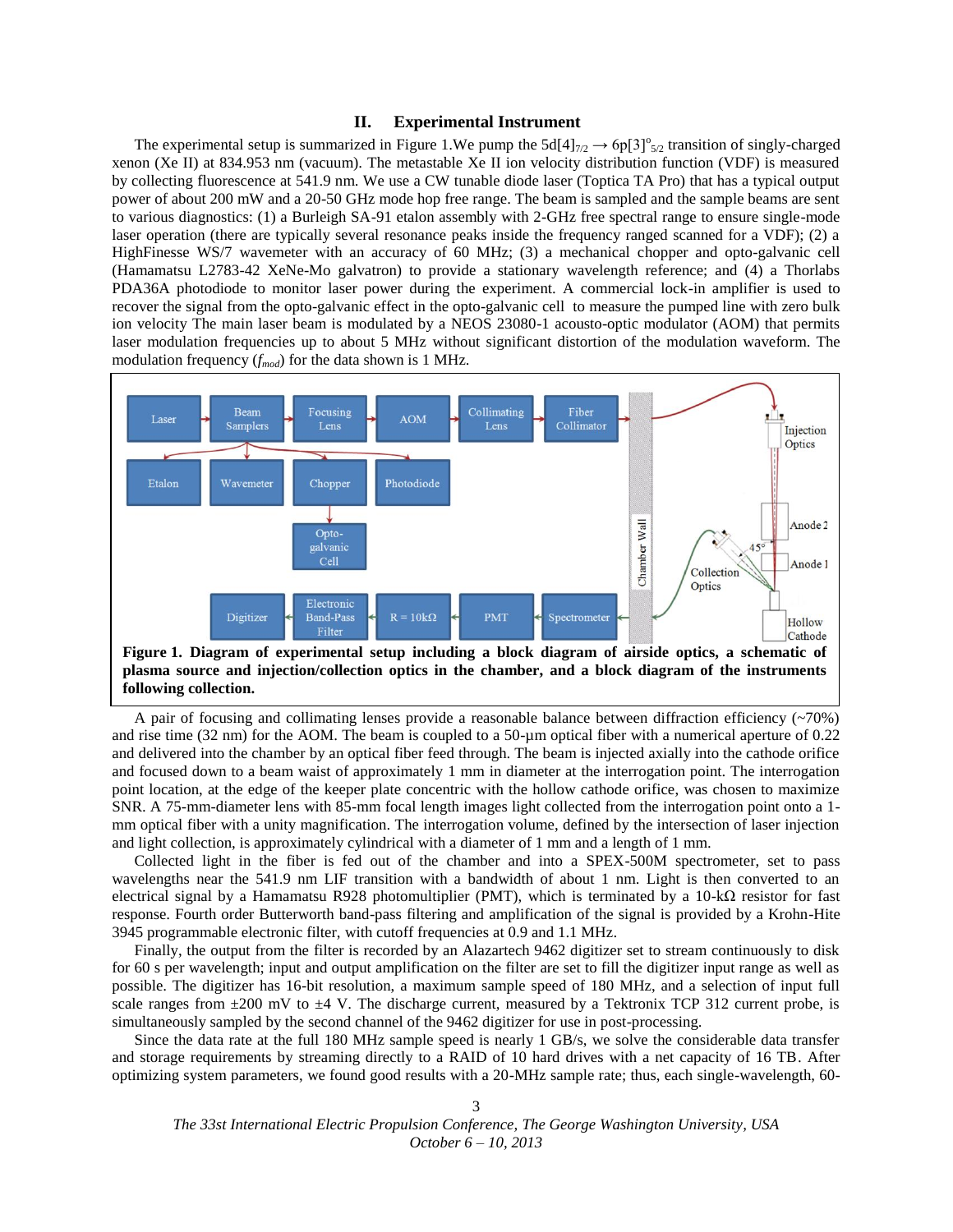## II. Experimental Instrument

The experimental setup is summarized in Figure 1.We pump the $5d[4]_{7/2} \rightarrow 6p[3]^{o}_{5/2}$ transition of singly-charged xenon (Xe II) at 834.953 nm (vacuum). The metastable Xe II ion velocity distribution function (VDF) is measured by collecting fluorescence at 541.9 nm. We use a CW tunable diode laser (Toptica TA Pro) that has a typical output power of about 200 mW and a 20-50 GHz mode hop free range. The beam is sampled and the sample beams are sent to various diagnostics: (1) a Burleigh SA-91 etalon assembly with 2-GHz free spectral range to ensure single-mode laser operation (there are typically several resonance peaks inside the frequency ranged scanned for a VDF); (2) a HighFinesse WS/7 wavemeter with an accuracy of 60 MHz; (3) a mechanical chopper and opto-galvanic cell (Hamamatsu L2783-42 XeNe-Mo galvatron) to provide a stationary wavelength reference; and (4) a Thorlabs PDA36A photodiode to monitor laser power during the experiment. A commercial lock-in amplifier is used to recover the signal from the opto-galvanic effect in the opto-galvanic cell to measure the pumped line with zero bulk ion velocity The main laser beam is modulated by a NEOS 23080-1 acousto-optic modulator (AOM) that permits laser modulation frequencies up to about 5 MHz without significant distortion of the modulation waveform. The modulation frequency ($f_{mod}$) for the data shown is 1 MHz.

**Figure 1. Diagram of experimental setup including a block diagram of airside optics, a schematic of plasma source and injection/collection optics in the chamber, and a block diagram of the instruments following collection.**

A pair of focusing and collimating lenses provide a reasonable balance between diffraction efficiency (~70%) and rise time (32 nm) for the AOM. The beam is coupled to a 50-µm optical fiber with a numerical aperture of 0.22 and delivered into the chamber by an optical fiber feed through. The beam is injected axially into the cathode orifice and focused down to a beam waist of approximately 1 mm in diameter at the interrogation point. The interrogation point location, at the edge of the keeper plate concentric with the hollow cathode orifice, was chosen to maximize SNR. A 75-mm-diameter lens with 85-mm focal length images light collected from the interrogation point onto a 1-mm optical fiber with a unity magnification. The interrogation volume, defined by the intersection of laser injection and light collection, is approximately cylindrical with a diameter of 1 mm and a length of 1 mm.

Collected light in the fiber is fed out of the chamber and into a SPEX-500M spectrometer, set to pass wavelengths near the 541.9 nm LIF transition with a bandwidth of about 1 nm. Light is then converted to an electrical signal by a Hamamatsu R928 photomultiplier (PMT), which is terminated by a 10-kΩ resistor for fast response. Fourth order Butterworth band-pass filtering and amplification of the signal is provided by a Krohn-Hite 3945 programmable electronic filter, with cutoff frequencies at 0.9 and 1.1 MHz.

Finally, the output from the filter is recorded by an Alazartech 9462 digitizer set to stream continuously to disk for 60 s per wavelength; input and output amplification on the filter are set to fill the digitizer input range as well as possible. The digitizer has 16-bit resolution, a maximum sample speed of 180 MHz, and a selection of input full scale ranges from ±200 mV to ±4 V. The discharge current, measured by a Tektronix TCP 312 current probe, is simultaneously sampled by the second channel of the 9462 digitizer for use in post-processing.

Since the data rate at the full 180 MHz sample speed is nearly 1 GB/s, we solve the considerable data transfer and storage requirements by streaming directly to a RAID of 10 hard drives with a net capacity of 16 TB. After optimizing system parameters, we found good results with a 20-MHz sample rate; thus, each single-wavelength, 60-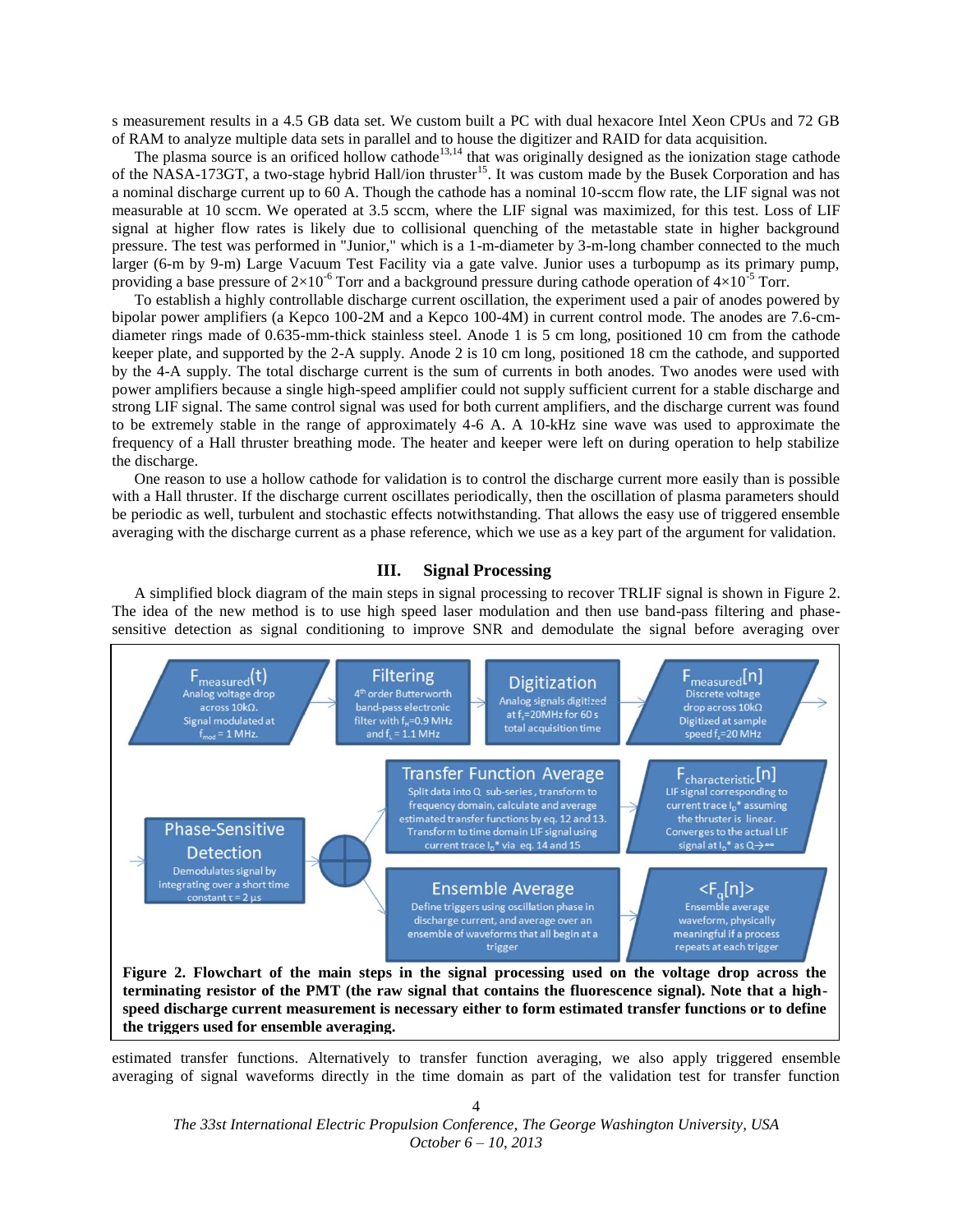s measurement results in a 4.5 GB data set. We custom built a PC with dual hexacore Intel Xeon CPUs and 72 GB of RAM to analyze multiple data sets in parallel and to house the digitizer and RAID for data acquisition.

The plasma source is an orificed hollow cathode[13,14] that was originally designed as the ionization stage cathode of the NASA-173GT, a two-stage hybrid Hall/ion thruster[15]. It was custom made by the Busek Corporation and has a nominal discharge current up to 60 A. Though the cathode has a nominal 10-sccm flow rate, the LIF signal was not measurable at 10 sccm. We operated at 3.5 sccm, where the LIF signal was maximized, for this test. Loss of LIF signal at higher flow rates is likely due to collisional quenching of the metastable state in higher background pressure. The test was performed in "Junior," which is a 1-m-diameter by 3-m-long chamber connected to the much larger (6-m by 9-m) Large Vacuum Test Facility via a gate valve. Junior uses a turbopump as its primary pump, providing a base pressure of $2\times10^{-6}$ Torr and a background pressure during cathode operation of $4\times10^{-5}$ Torr.

To establish a highly controllable discharge current oscillation, the experiment used a pair of anodes powered by bipolar power amplifiers (a Kepco 100-2M and a Kepco 100-4M) in current control mode. The anodes are 7.6-cm-diameter rings made of 0.635-mm-thick stainless steel. Anode 1 is 5 cm long, positioned 10 cm from the cathode keeper plate, and supported by the 2-A supply. Anode 2 is 10 cm long, positioned 18 cm the cathode, and supported by the 4-A supply. The total discharge current is the sum of currents in both anodes. Two anodes were used with power amplifiers because a single high-speed amplifier could not supply sufficient current for a stable discharge and strong LIF signal. The same control signal was used for both current amplifiers, and the discharge current was found to be extremely stable in the range of approximately 4-6 A. A 10-kHz sine wave was used to approximate the frequency of a Hall thruster breathing mode. The heater and keeper were left on during operation to help stabilize the discharge.

One reason to use a hollow cathode for validation is to control the discharge current more easily than is possible with a Hall thruster. If the discharge current oscillates periodically, then the oscillation of plasma parameters should be periodic as well, turbulent and stochastic effects notwithstanding. That allows the easy use of triggered ensemble averaging with the discharge current as a phase reference, which we use as a key part of the argument for validation.

## III. Signal Processing

A simplified block diagram of the main steps in signal processing to recover TRLIF signal is shown in Figure 2. The idea of the new method is to use high speed laser modulation and then use band-pass filtering and phase-sensitive detection as signal conditioning to improve SNR and demodulate the signal before averaging over estimated transfer functions. Alternatively to transfer function averaging, we also apply triggered ensemble averaging of signal waveforms directly in the time domain as part of the validation test for transfer function

$F_{measured}(t)$ — Analog voltage drop across 10kΩ. Signal modulated at $f_{mod}$ = 1 MHz. → Filtering — 4th order Butterworth band-pass electronic filter with $f_H$=0.9 MHz and $f_L$ = 1.1 MHz → Digitization — Analog signals digitized at $f_s$=20MHz for 60 s total acquisition time → $F_{measured}[n]$ — Discrete voltage drop across 10kΩ. Digitized at sample speed $f_s$=20 MHz → Phase-Sensitive Detection — Demodulates signal by integrating over a short time constant τ = 2 µs → Transfer Function Average — Split data into Q sub-series, transform to frequency domain, calculate and average estimated transfer functions by eq. 12 and 13. Transform to time domain LIF signal using current trace $I_D$* via eq. 14 and 15 → $F_{characteristic}[n]$ — LIF signal corresponding to current trace $I_D$* assuming the thruster is linear. Converges to the actual LIF signal at $I_D$* as Q→∞; Ensemble Average — Define triggers using oscillation phase in discharge current, and average over an ensemble of waveforms that all begin at a trigger → $\langle F_q[n]\rangle$ — Ensemble average waveform, physically meaningful if a process repeats at each trigger

**Figure 2. Flowchart of the main steps in the signal processing used on the voltage drop across the terminating resistor of the PMT (the raw signal that contains the fluorescence signal). Note that a high-speed discharge current measurement is necessary either to form estimated transfer functions or to define the triggers used for ensemble averaging.**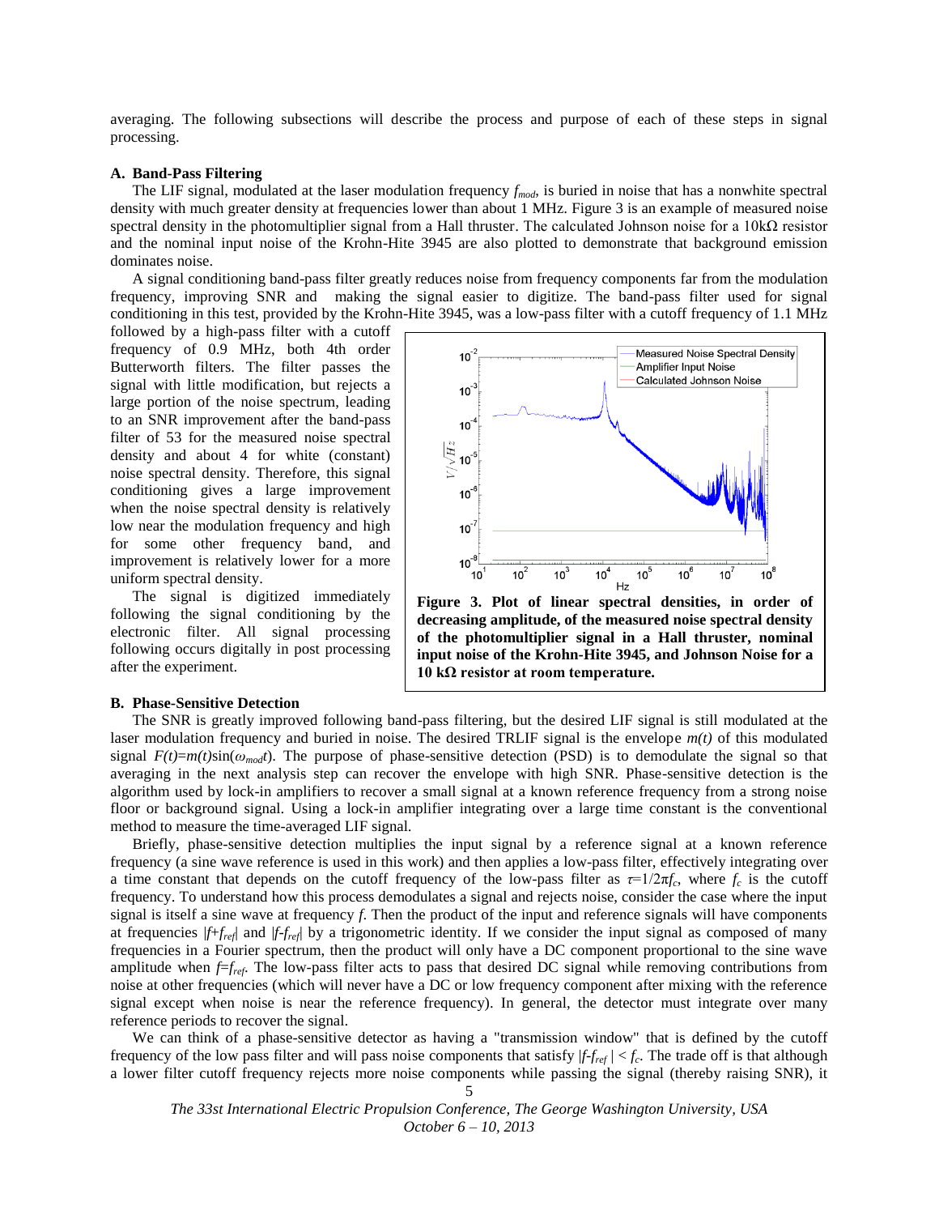averaging. The following subsections will describe the process and purpose of each of these steps in signal processing.

### A. Band-Pass Filtering

The LIF signal, modulated at the laser modulation frequency $f_{mod}$, is buried in noise that has a nonwhite spectral density with much greater density at frequencies lower than about 1 MHz. Figure 3 is an example of measured noise spectral density in the photomultiplier signal from a Hall thruster. The calculated Johnson noise for a 10kΩ resistor and the nominal input noise of the Krohn-Hite 3945 are also plotted to demonstrate that background emission dominates noise.

A signal conditioning band-pass filter greatly reduces noise from frequency components far from the modulation frequency, improving SNR and making the signal easier to digitize. The band-pass filter used for signal conditioning in this test, provided by the Krohn-Hite 3945, was a low-pass filter with a cutoff frequency of 1.1 MHz followed by a high-pass filter with a cutoff frequency of 0.9 MHz, both 4th order Butterworth filters. The filter passes the signal with little modification, but rejects a large portion of the noise spectrum, leading to an SNR improvement after the band-pass filter of 53 for the measured noise spectral density and about 4 for white (constant) noise spectral density. Therefore, this signal conditioning gives a large improvement when the noise spectral density is relatively low near the modulation frequency and high for some other frequency band, and improvement is relatively lower for a more uniform spectral density.

The signal is digitized immediately following the signal conditioning by the electronic filter. All signal processing following occurs digitally in post processing after the experiment.

**Figure 3. Plot of linear spectral densities, in order of decreasing amplitude, of the measured noise spectral density of the photomultiplier signal in a Hall thruster, nominal input noise of the Krohn-Hite 3945, and Johnson Noise for a 10 kΩ resistor at room temperature.**

### B. Phase-Sensitive Detection

The SNR is greatly improved following band-pass filtering, but the desired LIF signal is still modulated at the laser modulation frequency and buried in noise. The desired TRLIF signal is the envelope $m(t)$ of this modulated signal $F(t)=m(t)\sin(\omega_{mod}t)$. The purpose of phase-sensitive detection (PSD) is to demodulate the signal so that averaging in the next analysis step can recover the envelope with high SNR. Phase-sensitive detection is the algorithm used by lock-in amplifiers to recover a small signal at a known reference frequency from a strong noise floor or background signal. Using a lock-in amplifier integrating over a large time constant is the conventional method to measure the time-averaged LIF signal.

Briefly, phase-sensitive detection multiplies the input signal by a reference signal at a known reference frequency (a sine wave reference is used in this work) and then applies a low-pass filter, effectively integrating over a time constant that depends on the cutoff frequency of the low-pass filter as $\tau=1/2\pi f_c$, where $f_c$ is the cutoff frequency. To understand how this process demodulates a signal and rejects noise, consider the case where the input signal is itself a sine wave at frequency $f$. Then the product of the input and reference signals will have components at frequencies $|f+f_{ref}|$ and $|f-f_{ref}|$ by a trigonometric identity. If we consider the input signal as composed of many frequencies in a Fourier spectrum, then the product will only have a DC component proportional to the sine wave amplitude when $f=f_{ref}$. The low-pass filter acts to pass that desired DC signal while removing contributions from noise at other frequencies (which will never have a DC or low frequency component after mixing with the reference signal except when noise is near the reference frequency). In general, the detector must integrate over many reference periods to recover the signal.

We can think of a phase-sensitive detector as having a "transmission window" that is defined by the cutoff frequency of the low pass filter and will pass noise components that satisfy $|f-f_{ref}| < f_c$. The trade off is that although a lower filter cutoff frequency rejects more noise components while passing the signal (thereby raising SNR), it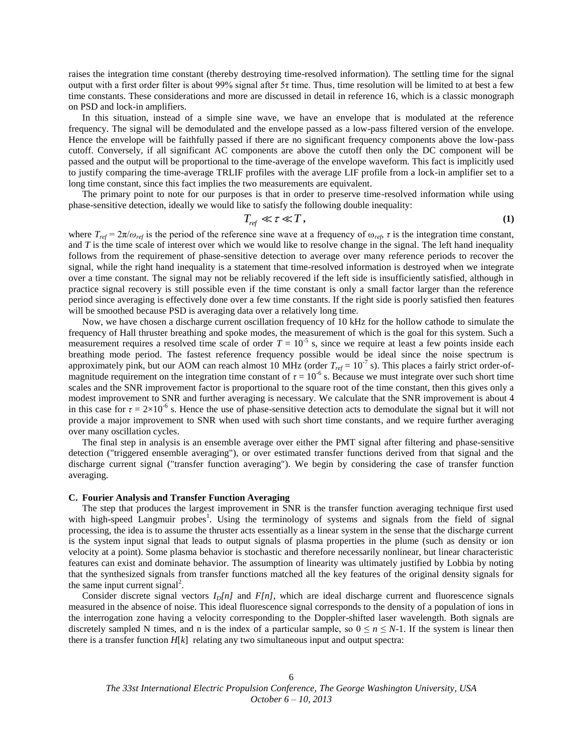raises the integration time constant (thereby destroying time-resolved information). The settling time for the signal output with a first order filter is about 99% signal after 5τ time. Thus, time resolution will be limited to at best a few time constants. These considerations and more are discussed in detail in reference 16, which is a classic monograph on PSD and lock-in amplifiers.

In this situation, instead of a simple sine wave, we have an envelope that is modulated at the reference frequency. The signal will be demodulated and the envelope passed as a low-pass filtered version of the envelope. Hence the envelope will be faithfully passed if there are no significant frequency components above the low-pass cutoff. Conversely, if all significant AC components are above the cutoff then only the DC component will be passed and the output will be proportional to the time-average of the envelope waveform. This fact is implicitly used to justify comparing the time-average TRLIF profiles with the average LIF profile from a lock-in amplifier set to a long time constant, since this fact implies the two measurements are equivalent.

The primary point to note for our purposes is that in order to preserve time-resolved information while using phase-sensitive detection, ideally we would like to satisfy the following double inequality:

$$T_{ref} \ll \tau \ll T, \tag{1}$$

where $T_{ref} = 2\pi/\omega_{ref}$ is the period of the reference sine wave at a frequency of $\omega_{ref}$, $\tau$ is the integration time constant, and $T$ is the time scale of interest over which we would like to resolve change in the signal. The left hand inequality follows from the requirement of phase-sensitive detection to average over many reference periods to recover the signal, while the right hand inequality is a statement that time-resolved information is destroyed when we integrate over a time constant. The signal may not be reliably recovered if the left side is insufficiently satisfied, although in practice signal recovery is still possible even if the time constant is only a small factor larger than the reference period since averaging is effectively done over a few time constants. If the right side is poorly satisfied then features will be smoothed because PSD is averaging data over a relatively long time.

Now, we have chosen a discharge current oscillation frequency of 10 kHz for the hollow cathode to simulate the frequency of Hall thruster breathing and spoke modes, the measurement of which is the goal for this system. Such a measurement requires a resolved time scale of order $T = 10^{-5}$ s, since we require at least a few points inside each breathing mode period. The fastest reference frequency possible would be ideal since the noise spectrum is approximately pink, but our AOM can reach almost 10 MHz (order $T_{ref} = 10^{-7}$ s). This places a fairly strict order-of-magnitude requirement on the integration time constant of $\tau = 10^{-6}$ s. Because we must integrate over such short time scales and the SNR improvement factor is proportional to the square root of the time constant, then this gives only a modest improvement to SNR and further averaging is necessary. We calculate that the SNR improvement is about 4 in this case for $\tau = 2\times10^{-6}$ s. Hence the use of phase-sensitive detection acts to demodulate the signal but it will not provide a major improvement to SNR when used with such short time constants, and we require further averaging over many oscillation cycles.

The final step in analysis is an ensemble average over either the PMT signal after filtering and phase-sensitive detection ("triggered ensemble averaging"), or over estimated transfer functions derived from that signal and the discharge current signal ("transfer function averaging"). We begin by considering the case of transfer function averaging.

### C. Fourier Analysis and Transfer Function Averaging

The step that produces the largest improvement in SNR is the transfer function averaging technique first used with high-speed Langmuir probes[1]. Using the terminology of systems and signals from the field of signal processing, the idea is to assume the thruster acts essentially as a linear system in the sense that the discharge current is the system input signal that leads to output signals of plasma properties in the plume (such as density or ion velocity at a point). Some plasma behavior is stochastic and therefore necessarily nonlinear, but linear characteristic features can exist and dominate behavior. The assumption of linearity was ultimately justified by Lobbia by noting that the synthesized signals from transfer functions matched all the key features of the original density signals for the same input current signal[2].

Consider discrete signal vectors $I_D[n]$ and $F[n]$, which are ideal discharge current and fluorescence signals measured in the absence of noise. This ideal fluorescence signal corresponds to the density of a population of ions in the interrogation zone having a velocity corresponding to the Doppler-shifted laser wavelength. Both signals are discretely sampled N times, and n is the index of a particular sample, so $0 \le n \le N$-1. If the system is linear then there is a transfer function $H[k]$ relating any two simultaneous input and output spectra: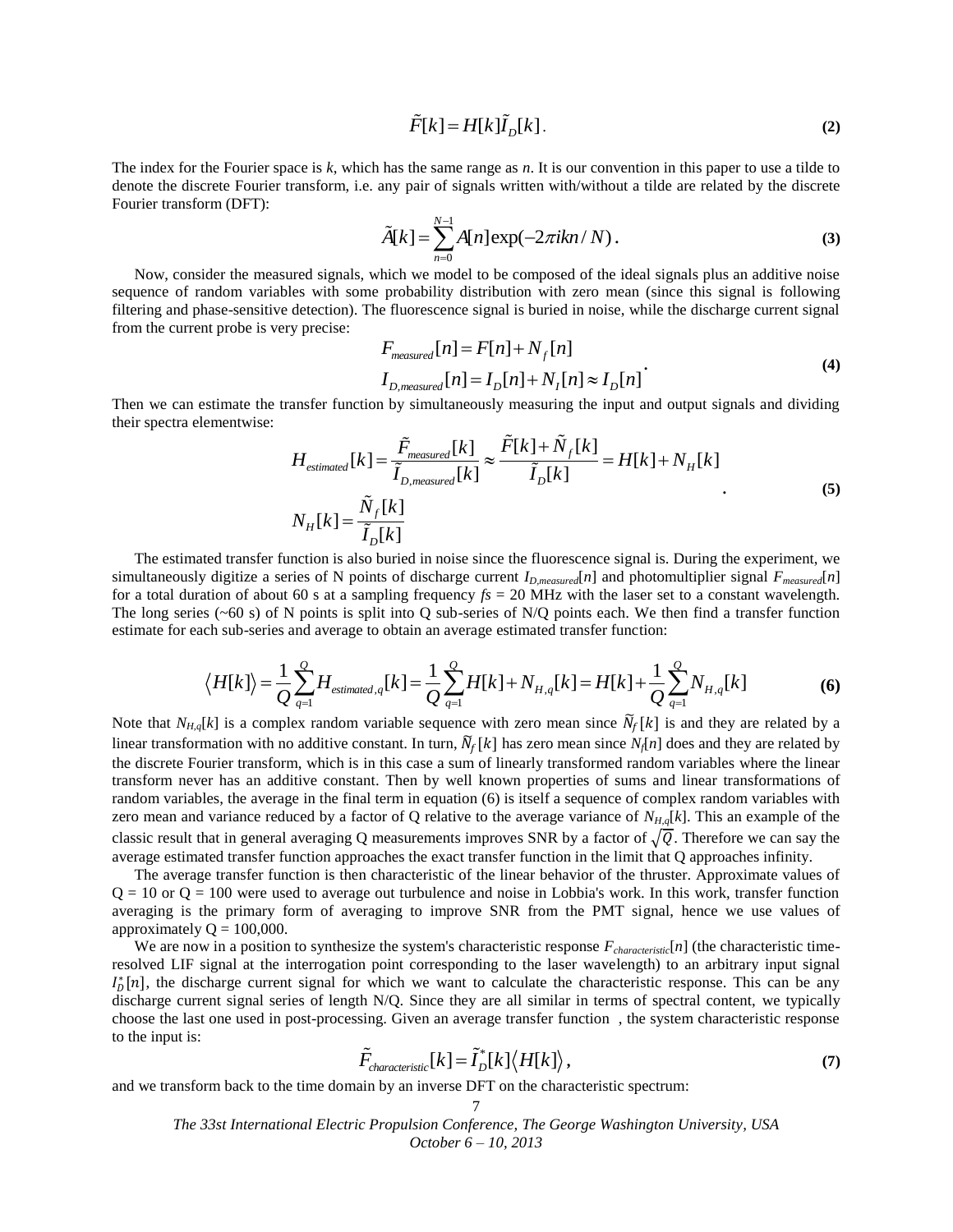$$\tilde{F}[k] = H[k]\tilde{I}_D[k]. \quad \textbf{(2)}$$

The index for the Fourier space is $k$, which has the same range as $n$. It is our convention in this paper to use a tilde to denote the discrete Fourier transform, i.e. any pair of signals written with/without a tilde are related by the discrete Fourier transform (DFT):

$$\tilde{A}[k] = \sum_{n=0}^{N-1} A[n]\exp(-2\pi ikn/N). \quad \textbf{(3)}$$

Now, consider the measured signals, which we model to be composed of the ideal signals plus an additive noise sequence of random variables with some probability distribution with zero mean (since this signal is following filtering and phase-sensitive detection). The fluorescence signal is buried in noise, while the discharge current signal from the current probe is very precise:

$$\begin{aligned} F_{measured}[n] &= F[n] + N_f[n] \\ I_{D,measured}[n] &= I_D[n] + N_I[n] \approx I_D[n] \end{aligned}. \quad \textbf{(4)}$$

Then we can estimate the transfer function by simultaneously measuring the input and output signals and dividing their spectra elementwise:

$$\begin{aligned} H_{estimated}[k] &= \frac{\tilde{F}_{measured}[k]}{\tilde{I}_{D,measured}[k]} \approx \frac{\tilde{F}[k] + \tilde{N}_f[k]}{\tilde{I}_D[k]} = H[k] + N_H[k] \\ N_H[k] &= \frac{\tilde{N}_f[k]}{\tilde{I}_D[k]} \end{aligned}. \quad \textbf{(5)}$$

The estimated transfer function is also buried in noise since the fluorescence signal is. During the experiment, we simultaneously digitize a series of N points of discharge current $I_{D,measured}[n]$ and photomultiplier signal $F_{measured}[n]$ for a total duration of about 60 s at a sampling frequency $fs = 20$ MHz with the laser set to a constant wavelength. The long series (~60 s) of N points is split into Q sub-series of N/Q points each. We then find a transfer function estimate for each sub-series and average to obtain an average estimated transfer function:

$$\langle H[k] \rangle = \frac{1}{Q}\sum_{q=1}^{Q} H_{estimated,q}[k] = \frac{1}{Q}\sum_{q=1}^{Q} H[k] + N_{H,q}[k] = H[k] + \frac{1}{Q}\sum_{q=1}^{Q} N_{H,q}[k] \quad \textbf{(6)}$$

Note that $N_{H,q}[k]$ is a complex random variable sequence with zero mean since $\tilde{N}_f[k]$ is and they are related by a linear transformation with no additive constant. In turn, $\tilde{N}_f[k]$ has zero mean since $N_f[n]$ does and they are related by the discrete Fourier transform, which is in this case a sum of linearly transformed random variables where the linear transform never has an additive constant. Then by well known properties of sums and linear transformations of random variables, the average in the final term in equation (6) is itself a sequence of complex random variables with zero mean and variance reduced by a factor of Q relative to the average variance of $N_{H,q}[k]$. This an example of the classic result that in general averaging Q measurements improves SNR by a factor of $\sqrt{Q}$. Therefore we can say the average estimated transfer function approaches the exact transfer function in the limit that Q approaches infinity.

The average transfer function is then characteristic of the linear behavior of the thruster. Approximate values of Q = 10 or Q = 100 were used to average out turbulence and noise in Lobbia's work. In this work, transfer function averaging is the primary form of averaging to improve SNR from the PMT signal, hence we use values of approximately Q = 100,000.

We are now in a position to synthesize the system's characteristic response $F_{characteristic}[n]$ (the characteristic time-resolved LIF signal at the interrogation point corresponding to the laser wavelength) to an arbitrary input signal $I_D^*[n]$, the discharge current signal for which we want to calculate the characteristic response. This can be any discharge current signal series of length N/Q. Since they are all similar in terms of spectral content, we typically choose the last one used in post-processing. Given an average transfer function , the system characteristic response to the input is:

$$\tilde{F}_{characteristic}[k] = \tilde{I}_D^*[k]\langle H[k] \rangle, \quad \textbf{(7)}$$

and we transform back to the time domain by an inverse DFT on the characteristic spectrum: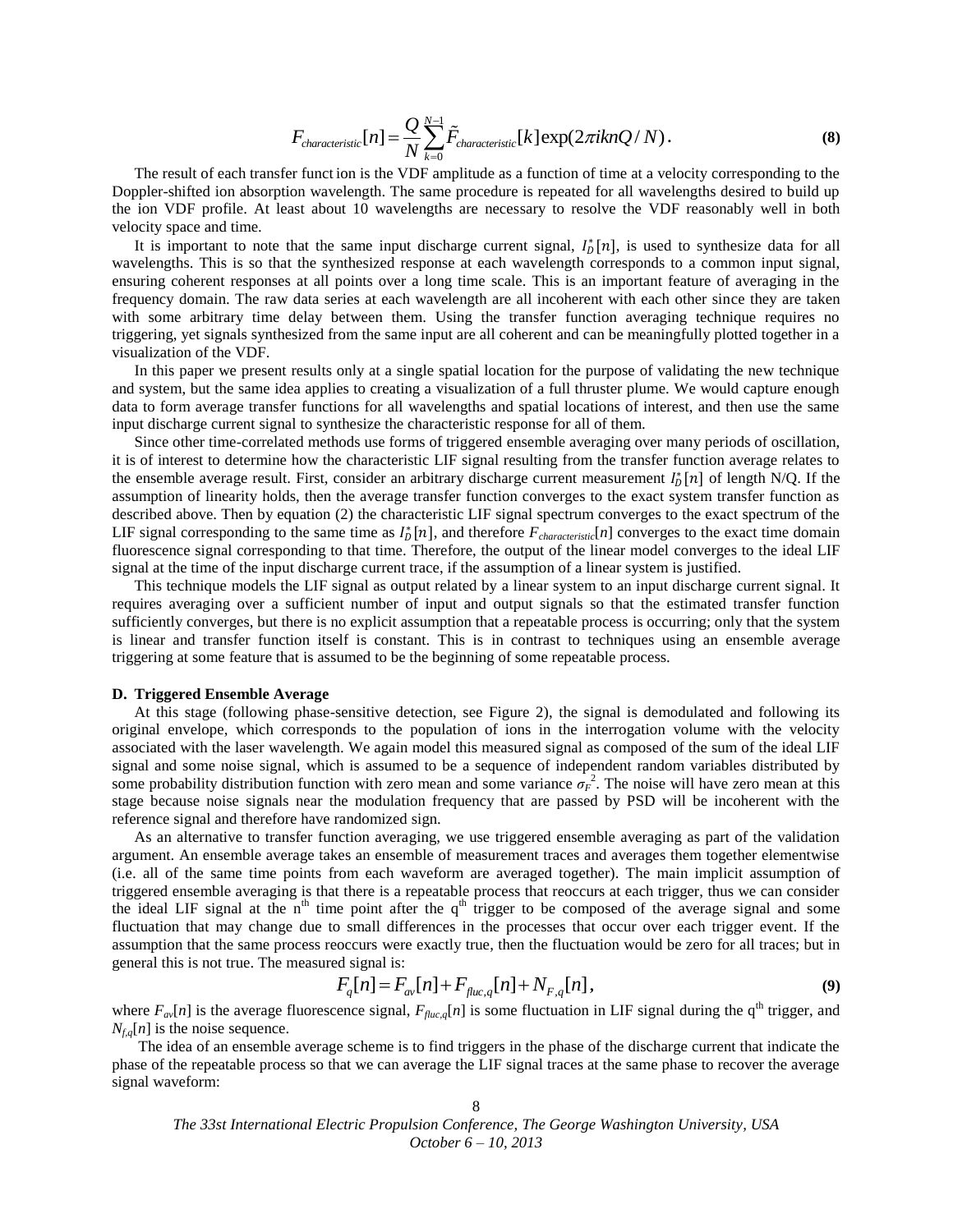$$F_{characteristic}[n] = \frac{Q}{N}\sum_{k=0}^{N-1}\tilde{F}_{characteristic}[k]\exp(2\pi iknQ/N). \tag{8}$$

The result of each transfer function is the VDF amplitude as a function of time at a velocity corresponding to the Doppler-shifted ion absorption wavelength. The same procedure is repeated for all wavelengths desired to build up the ion VDF profile. At least about 10 wavelengths are necessary to resolve the VDF reasonably well in both velocity space and time.

It is important to note that the same input discharge current signal, $I_D^*[n]$, is used to synthesize data for all wavelengths. This is so that the synthesized response at each wavelength corresponds to a common input signal, ensuring coherent responses at all points over a long time scale. This is an important feature of averaging in the frequency domain. The raw data series at each wavelength are all incoherent with each other since they are taken with some arbitrary time delay between them. Using the transfer function averaging technique requires no triggering, yet signals synthesized from the same input are all coherent and can be meaningfully plotted together in a visualization of the VDF.

In this paper we present results only at a single spatial location for the purpose of validating the new technique and system, but the same idea applies to creating a visualization of a full thruster plume. We would capture enough data to form average transfer functions for all wavelengths and spatial locations of interest, and then use the same input discharge current signal to synthesize the characteristic response for all of them.

Since other time-correlated methods use forms of triggered ensemble averaging over many periods of oscillation, it is of interest to determine how the characteristic LIF signal resulting from the transfer function average relates to the ensemble average result. First, consider an arbitrary discharge current measurement $I_D^*[n]$ of length N/Q. If the assumption of linearity holds, then the average transfer function converges to the exact system transfer function as described above. Then by equation (2) the characteristic LIF signal spectrum converges to the exact spectrum of the LIF signal corresponding to the same time as $I_D^*[n]$, and therefore $F_{characteristic}[n]$ converges to the exact time domain fluorescence signal corresponding to that time. Therefore, the output of the linear model converges to the ideal LIF signal at the time of the input discharge current trace, if the assumption of a linear system is justified.

This technique models the LIF signal as output related by a linear system to an input discharge current signal. It requires averaging over a sufficient number of input and output signals so that the estimated transfer function sufficiently converges, but there is no explicit assumption that a repeatable process is occurring; only that the system is linear and transfer function itself is constant. This is in contrast to techniques using an ensemble average triggering at some feature that is assumed to be the beginning of some repeatable process.

### D. Triggered Ensemble Average

At this stage (following phase-sensitive detection, see Figure 2), the signal is demodulated and following its original envelope, which corresponds to the population of ions in the interrogation volume with the velocity associated with the laser wavelength. We again model this measured signal as composed of the sum of the ideal LIF signal and some noise signal, which is assumed to be a sequence of independent random variables distributed by some probability distribution function with zero mean and some variance $\sigma_F^2$. The noise will have zero mean at this stage because noise signals near the modulation frequency that are passed by PSD will be incoherent with the reference signal and therefore have randomized sign.

As an alternative to transfer function averaging, we use triggered ensemble averaging as part of the validation argument. An ensemble average takes an ensemble of measurement traces and averages them together elementwise (i.e. all of the same time points from each waveform are averaged together). The main implicit assumption of triggered ensemble averaging is that there is a repeatable process that reoccurs at each trigger, thus we can consider the ideal LIF signal at the n[th] time point after the q[th] trigger to be composed of the average signal and some fluctuation that may change due to small differences in the processes that occur over each trigger event. If the assumption that the same process reoccurs were exactly true, then the fluctuation would be zero for all traces; but in general this is not true. The measured signal is:

$$F_q[n] = F_{av}[n] + F_{fluc,q}[n] + N_{F,q}[n], \tag{9}$$

where $F_{av}[n]$ is the average fluorescence signal, $F_{fluc,q}[n]$ is some fluctuation in LIF signal during the q[th] trigger, and $N_{f,q}[n]$ is the noise sequence.

The idea of an ensemble average scheme is to find triggers in the phase of the discharge current that indicate the phase of the repeatable process so that we can average the LIF signal traces at the same phase to recover the average signal waveform: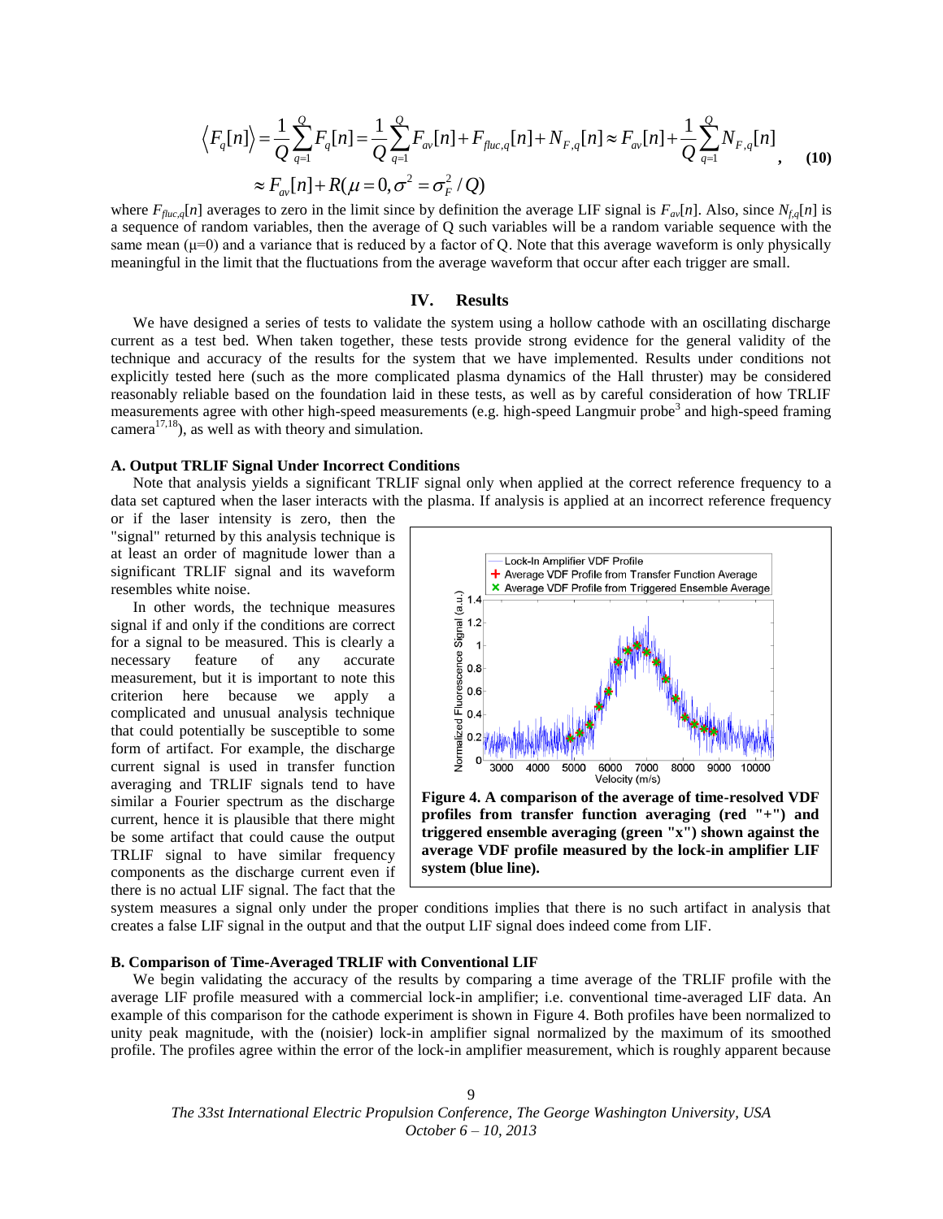$$\langle F_q[n] \rangle = \frac{1}{Q}\sum_{q=1}^{Q} F_q[n] = \frac{1}{Q}\sum_{q=1}^{Q} F_{av}[n] + F_{fluc,q}[n] + N_{F,q}[n] \approx F_{av}[n] + \frac{1}{Q}\sum_{q=1}^{Q} N_{F,q}[n] \approx F_{av}[n] + R(\mu = 0, \sigma^2 = \sigma_F^2 / Q) \quad \text{(10)}$$

where $F_{fluc,q}[n]$ averages to zero in the limit since by definition the average LIF signal is $F_{av}[n]$. Also, since $N_{f,q}[n]$ is a sequence of random variables, then the average of Q such variables will be a random variable sequence with the same mean ($\mu$=0) and a variance that is reduced by a factor of Q. Note that this average waveform is only physically meaningful in the limit that the fluctuations from the average waveform that occur after each trigger are small.

# IV. Results

We have designed a series of tests to validate the system using a hollow cathode with an oscillating discharge current as a test bed. When taken together, these tests provide strong evidence for the general validity of the technique and accuracy of the results for the system that we have implemented. Results under conditions not explicitly tested here (such as the more complicated plasma dynamics of the Hall thruster) may be considered reasonably reliable based on the foundation laid in these tests, as well as by careful consideration of how TRLIF measurements agree with other high-speed measurements (e.g. high-speed Langmuir probe[3] and high-speed framing camera[17,18]), as well as with theory and simulation.

## A. Output TRLIF Signal Under Incorrect Conditions

Note that analysis yields a significant TRLIF signal only when applied at the correct reference frequency to a data set captured when the laser interacts with the plasma. If analysis is applied at an incorrect reference frequency or if the laser intensity is zero, then the "signal" returned by this analysis technique is at least an order of magnitude lower than a significant TRLIF signal and its waveform resembles white noise.

In other words, the technique measures signal if and only if the conditions are correct for a signal to be measured. This is clearly a necessary feature of any accurate measurement, but it is important to note this criterion here because we apply a complicated and unusual analysis technique that could potentially be susceptible to some form of artifact. For example, the discharge current signal is used in transfer function averaging and TRLIF signals tend to have similar a Fourier spectrum as the discharge current, hence it is plausible that there might be some artifact that could cause the output TRLIF signal to have similar frequency components as the discharge current even if there is no actual LIF signal. The fact that the system measures a signal only under the proper conditions implies that there is no such artifact in analysis that creates a false LIF signal in the output and that the output LIF signal does indeed come from LIF.

**Figure 4. A comparison of the average of time-resolved VDF profiles from transfer function averaging (red "+") and triggered ensemble averaging (green "x") shown against the average VDF profile measured by the lock-in amplifier LIF system (blue line).**

## B. Comparison of Time-Averaged TRLIF with Conventional LIF

We begin validating the accuracy of the results by comparing a time average of the TRLIF profile with the average LIF profile measured with a commercial lock-in amplifier; i.e. conventional time-averaged LIF data. An example of this comparison for the cathode experiment is shown in Figure 4. Both profiles have been normalized to unity peak magnitude, with the (noisier) lock-in amplifier signal normalized by the maximum of its smoothed profile. The profiles agree within the error of the lock-in amplifier measurement, which is roughly apparent because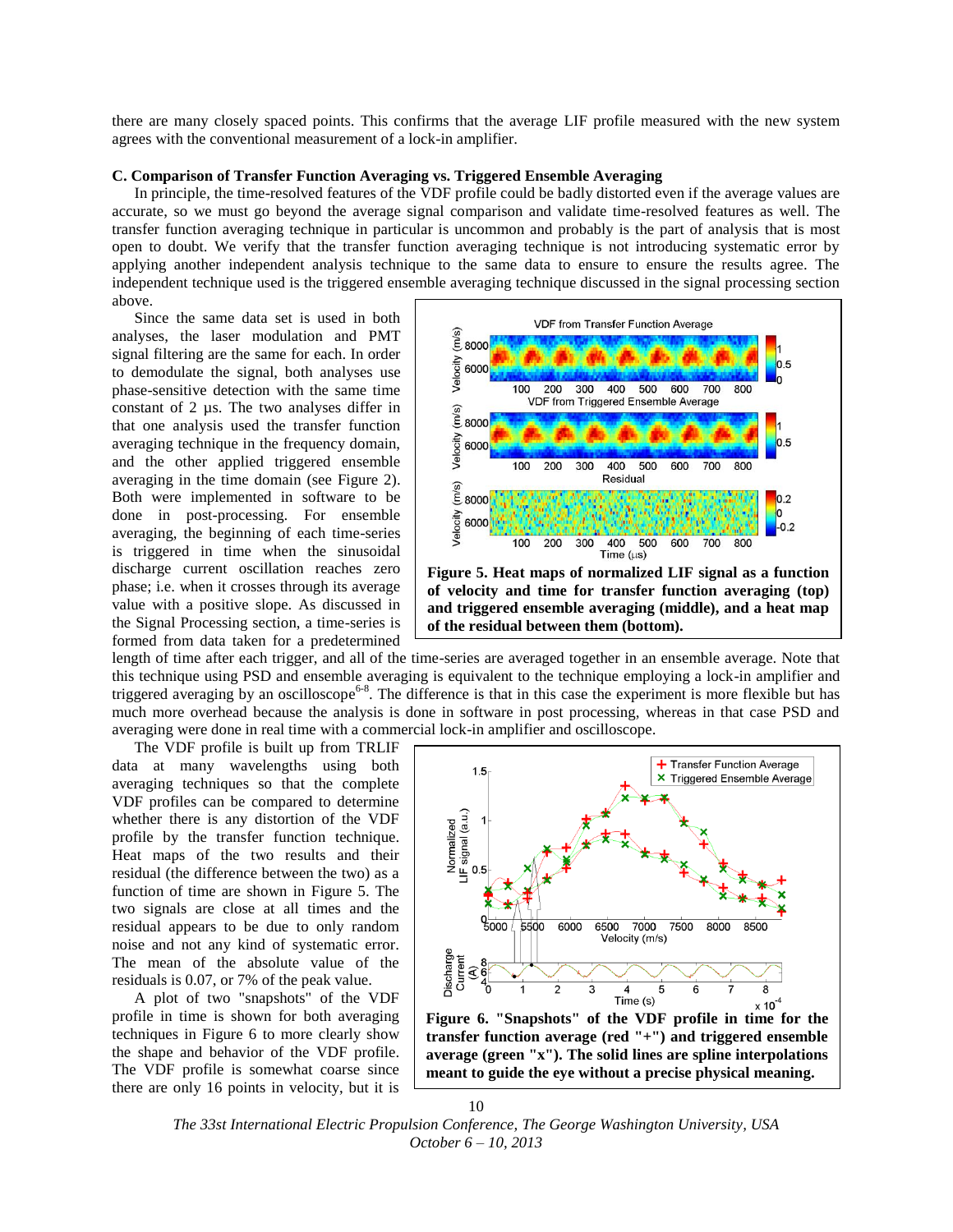there are many closely spaced points. This confirms that the average LIF profile measured with the new system agrees with the conventional measurement of a lock-in amplifier.

### C. Comparison of Transfer Function Averaging vs. Triggered Ensemble Averaging

In principle, the time-resolved features of the VDF profile could be badly distorted even if the average values are accurate, so we must go beyond the average signal comparison and validate time-resolved features as well. The transfer function averaging technique in particular is uncommon and probably is the part of analysis that is most open to doubt. We verify that the transfer function averaging technique is not introducing systematic error by applying another independent analysis technique to the same data to ensure to ensure the results agree. The independent technique used is the triggered ensemble averaging technique discussed in the signal processing section above.

Since the same data set is used in both analyses, the laser modulation and PMT signal filtering are the same for each. In order to demodulate the signal, both analyses use phase-sensitive detection with the same time constant of 2 µs. The two analyses differ in that one analysis used the transfer function averaging technique in the frequency domain, and the other applied triggered ensemble averaging in the time domain (see Figure 2). Both were implemented in software to be done in post-processing. For ensemble averaging, the beginning of each time-series is triggered in time when the sinusoidal discharge current oscillation reaches zero phase; i.e. when it crosses through its average value with a positive slope. As discussed in the Signal Processing section, a time-series is formed from data taken for a predetermined length of time after each trigger, and all of the time-series are averaged together in an ensemble average. Note that this technique using PSD and ensemble averaging is equivalent to the technique employing a lock-in amplifier and triggered averaging by an oscilloscope[6-8]. The difference is that in this case the experiment is more flexible but has much more overhead because the analysis is done in software in post processing, whereas in that case PSD and averaging were done in real time with a commercial lock-in amplifier and oscilloscope.

**Figure 5. Heat maps of normalized LIF signal as a function of velocity and time for transfer function averaging (top) and triggered ensemble averaging (middle), and a heat map of the residual between them (bottom).**

The VDF profile is built up from TRLIF data at many wavelengths using both averaging techniques so that the complete VDF profiles can be compared to determine whether there is any distortion of the VDF profile by the transfer function technique. Heat maps of the two results and their residual (the difference between the two) as a function of time are shown in Figure 5. The two signals are close at all times and the residual appears to be due to only random noise and not any kind of systematic error. The mean of the absolute value of the residuals is 0.07, or 7% of the peak value.

A plot of two "snapshots" of the VDF profile in time is shown for both averaging techniques in Figure 6 to more clearly show the shape and behavior of the VDF profile. The VDF profile is somewhat coarse since there are only 16 points in velocity, but it is

**Figure 6. "Snapshots" of the VDF profile in time for the transfer function average (red "+") and triggered ensemble average (green "x"). The solid lines are spline interpolations meant to guide the eye without a precise physical meaning.**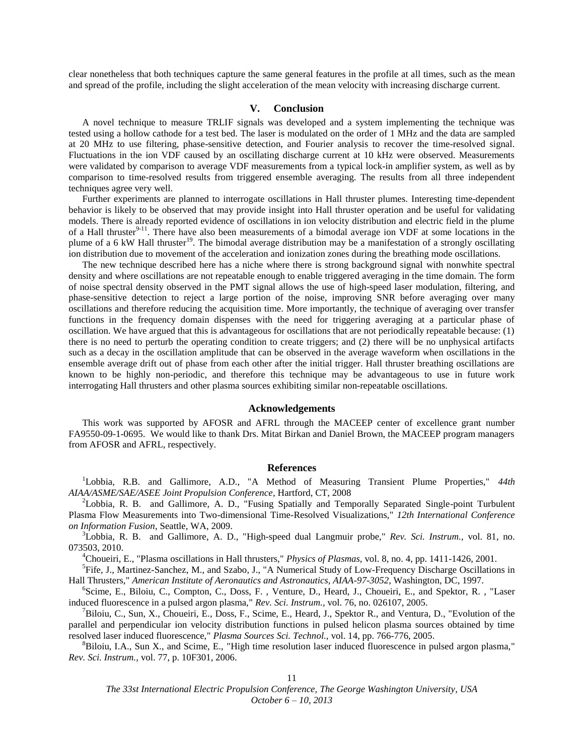clear nonetheless that both techniques capture the same general features in the profile at all times, such as the mean and spread of the profile, including the slight acceleration of the mean velocity with increasing discharge current.

## V. Conclusion

A novel technique to measure TRLIF signals was developed and a system implementing the technique was tested using a hollow cathode for a test bed. The laser is modulated on the order of 1 MHz and the data are sampled at 20 MHz to use filtering, phase-sensitive detection, and Fourier analysis to recover the time-resolved signal. Fluctuations in the ion VDF caused by an oscillating discharge current at 10 kHz were observed. Measurements were validated by comparison to average VDF measurements from a typical lock-in amplifier system, as well as by comparison to time-resolved results from triggered ensemble averaging. The results from all three independent techniques agree very well.

Further experiments are planned to interrogate oscillations in Hall thruster plumes. Interesting time-dependent behavior is likely to be observed that may provide insight into Hall thruster operation and be useful for validating models. There is already reported evidence of oscillations in ion velocity distribution and electric field in the plume of a Hall thruster[9-11]. There have also been measurements of a bimodal average ion VDF at some locations in the plume of a 6 kW Hall thruster[19]. The bimodal average distribution may be a manifestation of a strongly oscillating ion distribution due to movement of the acceleration and ionization zones during the breathing mode oscillations.

The new technique described here has a niche where there is strong background signal with nonwhite spectral density and where oscillations are not repeatable enough to enable triggered averaging in the time domain. The form of noise spectral density observed in the PMT signal allows the use of high-speed laser modulation, filtering, and phase-sensitive detection to reject a large portion of the noise, improving SNR before averaging over many oscillations and therefore reducing the acquisition time. More importantly, the technique of averaging over transfer functions in the frequency domain dispenses with the need for triggering averaging at a particular phase of oscillation. We have argued that this is advantageous for oscillations that are not periodically repeatable because: (1) there is no need to perturb the operating condition to create triggers; and (2) there will be no unphysical artifacts such as a decay in the oscillation amplitude that can be observed in the average waveform when oscillations in the ensemble average drift out of phase from each other after the initial trigger. Hall thruster breathing oscillations are known to be highly non-periodic, and therefore this technique may be advantageous to use in future work interrogating Hall thrusters and other plasma sources exhibiting similar non-repeatable oscillations.

## Acknowledgements

This work was supported by AFOSR and AFRL through the MACEEP center of excellence grant number FA9550-09-1-0695. We would like to thank Drs. Mitat Birkan and Daniel Brown, the MACEEP program managers from AFOSR and AFRL, respectively.

## References

[1]Lobbia, R.B. and Gallimore, A.D., "A Method of Measuring Transient Plume Properties," *44th AIAA/ASME/SAE/ASEE Joint Propulsion Conference*, Hartford, CT, 2008

[2]Lobbia, R. B. and Gallimore, A. D., "Fusing Spatially and Temporally Separated Single-point Turbulent Plasma Flow Measurements into Two-dimensional Time-Resolved Visualizations," *12th International Conference on Information Fusion*, Seattle, WA, 2009.

[3]Lobbia, R. B. and Gallimore, A. D., "High-speed dual Langmuir probe," *Rev. Sci. Instrum.,* vol. 81, no. 073503, 2010.

[4]Choueiri, E., "Plasma oscillations in Hall thrusters," *Physics of Plasmas,* vol. 8, no. 4, pp. 1411-1426, 2001.

[5]Fife, J., Martinez-Sanchez, M., and Szabo, J., "A Numerical Study of Low-Frequency Discharge Oscillations in Hall Thrusters," *American Institute of Aeronautics and Astronautics, AIAA-97-3052*, Washington, DC, 1997.

[6]Scime, E., Biloiu, C., Compton, C., Doss, F. , Venture, D., Heard, J., Choueiri, E., and Spektor, R. , "Laser induced fluorescence in a pulsed argon plasma," *Rev. Sci. Instrum.,* vol. 76, no. 026107, 2005.

[7]Biloiu, C., Sun, X., Choueiri, E., Doss, F., Scime, E., Heard, J., Spektor R., and Ventura, D., "Evolution of the parallel and perpendicular ion velocity distribution functions in pulsed helicon plasma sources obtained by time resolved laser induced fluorescence," *Plasma Sources Sci. Technol.,* vol. 14, pp. 766-776, 2005.

[8]Biloiu, I.A., Sun X., and Scime, E., "High time resolution laser induced fluorescence in pulsed argon plasma," *Rev. Sci. Instrum.,* vol. 77, p. 10F301, 2006.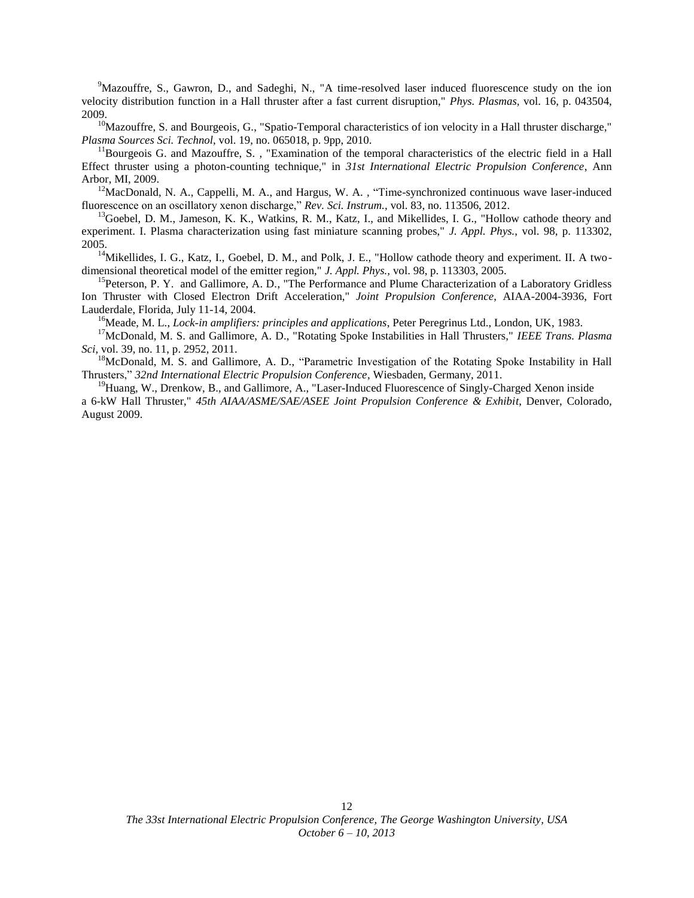[9]Mazouffre, S., Gawron, D., and Sadeghi, N., "A time-resolved laser induced fluorescence study on the ion velocity distribution function in a Hall thruster after a fast current disruption," *Phys. Plasmas*, vol. 16, p. 043504, 2009.

[10]Mazouffre, S. and Bourgeois, G., "Spatio-Temporal characteristics of ion velocity in a Hall thruster discharge," *Plasma Sources Sci. Technol*, vol. 19, no. 065018, p. 9pp, 2010.

[11]Bourgeois G. and Mazouffre, S. , "Examination of the temporal characteristics of the electric field in a Hall Effect thruster using a photon-counting technique," in *31st International Electric Propulsion Conference*, Ann Arbor, MI, 2009.

[12]MacDonald, N. A., Cappelli, M. A., and Hargus, W. A. , "Time-synchronized continuous wave laser-induced fluorescence on an oscillatory xenon discharge," *Rev. Sci. Instrum.*, vol. 83, no. 113506, 2012.

[13]Goebel, D. M., Jameson, K. K., Watkins, R. M., Katz, I., and Mikellides, I. G., "Hollow cathode theory and experiment. I. Plasma characterization using fast miniature scanning probes," *J. Appl. Phys.*, vol. 98, p. 113302, 2005.

[14]Mikellides, I. G., Katz, I., Goebel, D. M., and Polk, J. E., "Hollow cathode theory and experiment. II. A two-dimensional theoretical model of the emitter region," *J. Appl. Phys.*, vol. 98, p. 113303, 2005.

[15]Peterson, P. Y. and Gallimore, A. D., "The Performance and Plume Characterization of a Laboratory Gridless Ion Thruster with Closed Electron Drift Acceleration," *Joint Propulsion Conference*, AIAA-2004-3936, Fort Lauderdale, Florida, July 11-14, 2004.

[16]Meade, M. L., *Lock-in amplifiers: principles and applications*, Peter Peregrinus Ltd., London, UK, 1983.

[17]McDonald, M. S. and Gallimore, A. D., "Rotating Spoke Instabilities in Hall Thrusters," *IEEE Trans. Plasma Sci*, vol. 39, no. 11, p. 2952, 2011.

[18]McDonald, M. S. and Gallimore, A. D., "Parametric Investigation of the Rotating Spoke Instability in Hall Thrusters," *32nd International Electric Propulsion Conference*, Wiesbaden, Germany, 2011.

[19]Huang, W., Drenkow, B., and Gallimore, A., "Laser-Induced Fluorescence of Singly-Charged Xenon inside a 6-kW Hall Thruster," *45th AIAA/ASME/SAE/ASEE Joint Propulsion Conference & Exhibit*, Denver, Colorado, August 2009.